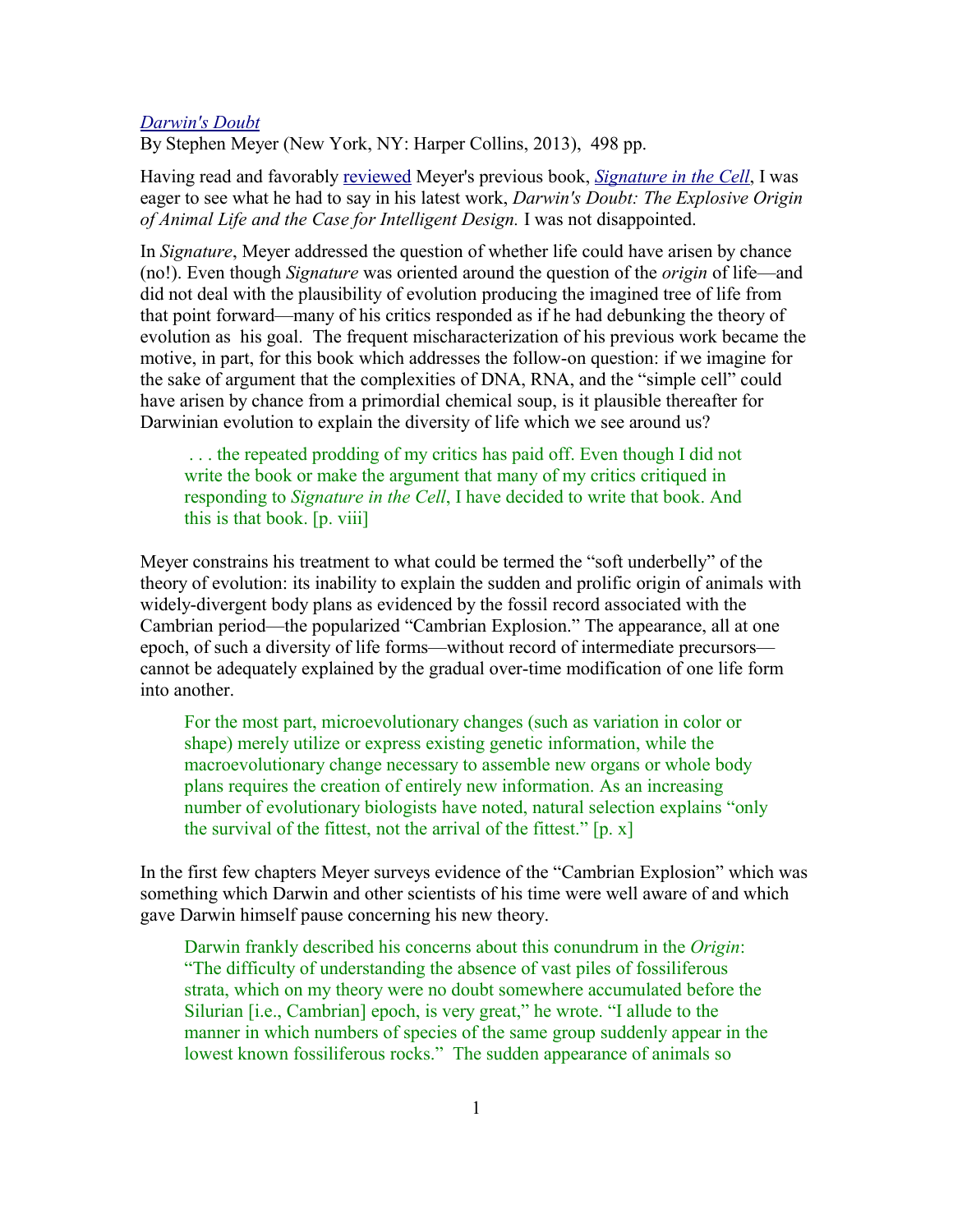[*Darwin's Doubt*](#)
By Stephen Meyer (New York, NY: Harper Collins, 2013), 498 pp.

Having read and favorably [reviewed](#) Meyer's previous book, [*Signature in the Cell*](#), I was eager to see what he had to say in his latest work, *Darwin's Doubt: The Explosive Origin of Animal Life and the Case for Intelligent Design.* I was not disappointed.

In *Signature*, Meyer addressed the question of whether life could have arisen by chance (no!). Even though *Signature* was oriented around the question of the *origin* of life—and did not deal with the plausibility of evolution producing the imagined tree of life from that point forward—many of his critics responded as if he had debunking the theory of evolution as his goal. The frequent mischaracterization of his previous work became the motive, in part, for this book which addresses the follow-on question: if we imagine for the sake of argument that the complexities of DNA, RNA, and the "simple cell" could have arisen by chance from a primordial chemical soup, is it plausible thereafter for Darwinian evolution to explain the diversity of life which we see around us?

> . . . the repeated prodding of my critics has paid off. Even though I did not write the book or make the argument that many of my critics critiqued in responding to *Signature in the Cell*, I have decided to write that book. And this is that book. [p. viii]

Meyer constrains his treatment to what could be termed the "soft underbelly" of the theory of evolution: its inability to explain the sudden and prolific origin of animals with widely-divergent body plans as evidenced by the fossil record associated with the Cambrian period—the popularized "Cambrian Explosion." The appearance, all at one epoch, of such a diversity of life forms—without record of intermediate precursors—cannot be adequately explained by the gradual over-time modification of one life form into another.

> For the most part, microevolutionary changes (such as variation in color or shape) merely utilize or express existing genetic information, while the macroevolutionary change necessary to assemble new organs or whole body plans requires the creation of entirely new information. As an increasing number of evolutionary biologists have noted, natural selection explains "only the survival of the fittest, not the arrival of the fittest." [p. x]

In the first few chapters Meyer surveys evidence of the "Cambrian Explosion" which was something which Darwin and other scientists of his time were well aware of and which gave Darwin himself pause concerning his new theory.

> Darwin frankly described his concerns about this conundrum in the *Origin*: "The difficulty of understanding the absence of vast piles of fossiliferous strata, which on my theory were no doubt somewhere accumulated before the Silurian [i.e., Cambrian] epoch, is very great," he wrote. "I allude to the manner in which numbers of species of the same group suddenly appear in the lowest known fossiliferous rocks." The sudden appearance of animals so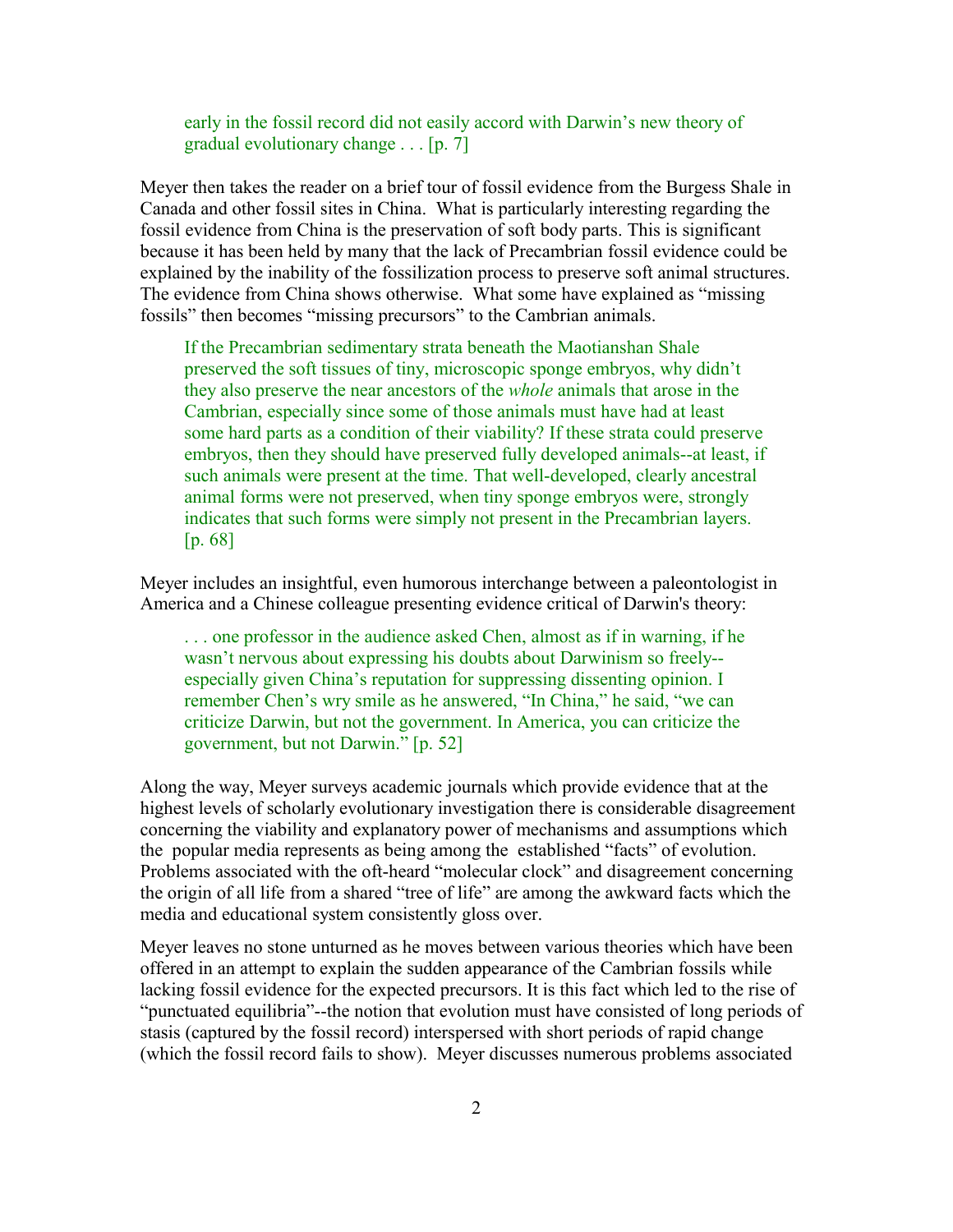> early in the fossil record did not easily accord with Darwin's new theory of gradual evolutionary change . . . [p. 7]

Meyer then takes the reader on a brief tour of fossil evidence from the Burgess Shale in Canada and other fossil sites in China. What is particularly interesting regarding the fossil evidence from China is the preservation of soft body parts. This is significant because it has been held by many that the lack of Precambrian fossil evidence could be explained by the inability of the fossilization process to preserve soft animal structures. The evidence from China shows otherwise. What some have explained as "missing fossils" then becomes "missing precursors" to the Cambrian animals.

> If the Precambrian sedimentary strata beneath the Maotianshan Shale preserved the soft tissues of tiny, microscopic sponge embryos, why didn't they also preserve the near ancestors of the *whole* animals that arose in the Cambrian, especially since some of those animals must have had at least some hard parts as a condition of their viability? If these strata could preserve embryos, then they should have preserved fully developed animals--at least, if such animals were present at the time. That well-developed, clearly ancestral animal forms were not preserved, when tiny sponge embryos were, strongly indicates that such forms were simply not present in the Precambrian layers. [p. 68]

Meyer includes an insightful, even humorous interchange between a paleontologist in America and a Chinese colleague presenting evidence critical of Darwin's theory:

> . . . one professor in the audience asked Chen, almost as if in warning, if he wasn't nervous about expressing his doubts about Darwinism so freely--especially given China's reputation for suppressing dissenting opinion. I remember Chen's wry smile as he answered, "In China," he said, "we can criticize Darwin, but not the government. In America, you can criticize the government, but not Darwin." [p. 52]

Along the way, Meyer surveys academic journals which provide evidence that at the highest levels of scholarly evolutionary investigation there is considerable disagreement concerning the viability and explanatory power of mechanisms and assumptions which the popular media represents as being among the established "facts" of evolution. Problems associated with the oft-heard "molecular clock" and disagreement concerning the origin of all life from a shared "tree of life" are among the awkward facts which the media and educational system consistently gloss over.

Meyer leaves no stone unturned as he moves between various theories which have been offered in an attempt to explain the sudden appearance of the Cambrian fossils while lacking fossil evidence for the expected precursors. It is this fact which led to the rise of "punctuated equilibria"--the notion that evolution must have consisted of long periods of stasis (captured by the fossil record) interspersed with short periods of rapid change (which the fossil record fails to show). Meyer discusses numerous problems associated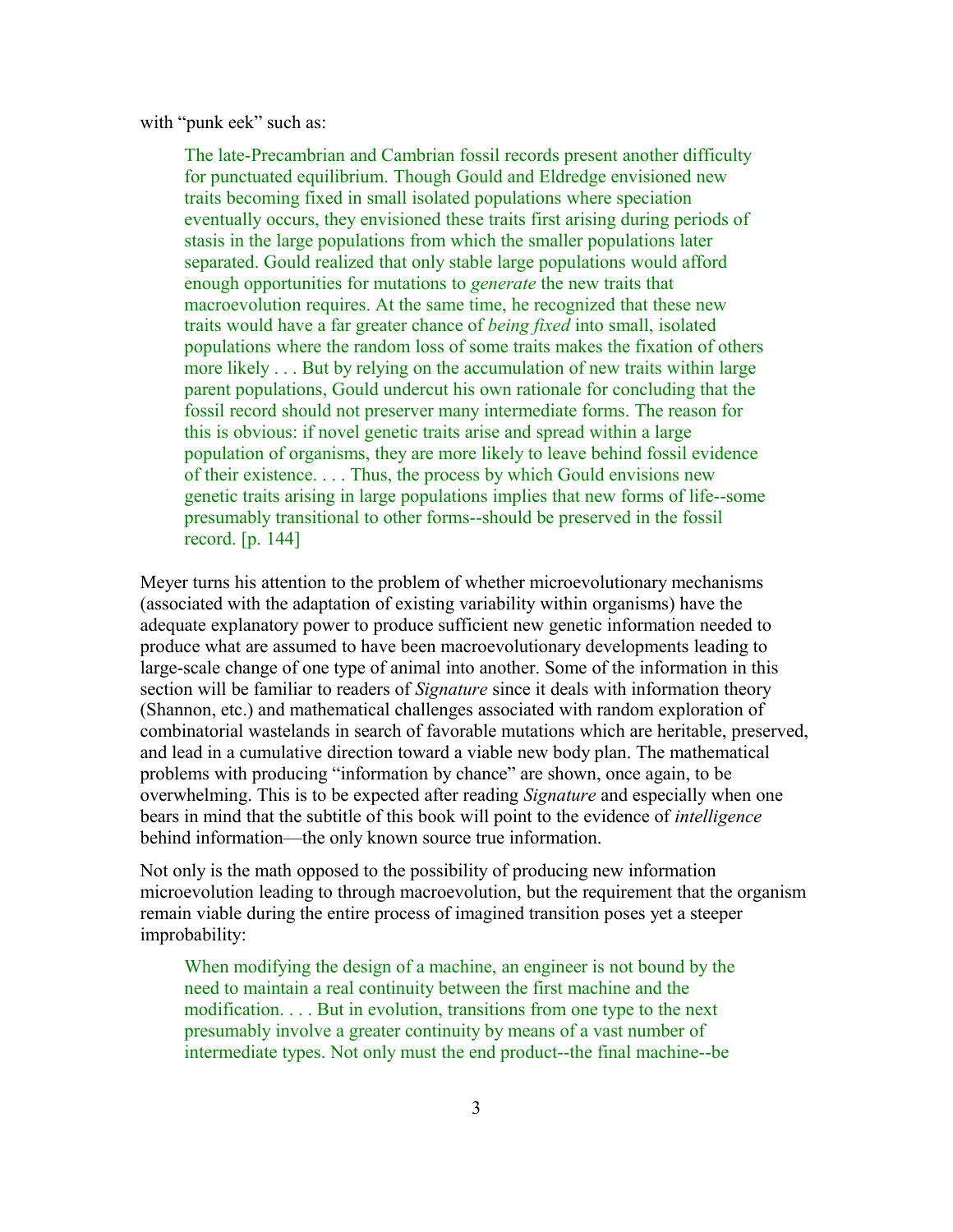with "punk eek" such as:

> The late-Precambrian and Cambrian fossil records present another difficulty for punctuated equilibrium. Though Gould and Eldredge envisioned new traits becoming fixed in small isolated populations where speciation eventually occurs, they envisioned these traits first arising during periods of stasis in the large populations from which the smaller populations later separated. Gould realized that only stable large populations would afford enough opportunities for mutations to *generate* the new traits that macroevolution requires. At the same time, he recognized that these new traits would have a far greater chance of *being fixed* into small, isolated populations where the random loss of some traits makes the fixation of others more likely . . . But by relying on the accumulation of new traits within large parent populations, Gould undercut his own rationale for concluding that the fossil record should not preserver many intermediate forms. The reason for this is obvious: if novel genetic traits arise and spread within a large population of organisms, they are more likely to leave behind fossil evidence of their existence. . . . Thus, the process by which Gould envisions new genetic traits arising in large populations implies that new forms of life--some presumably transitional to other forms--should be preserved in the fossil record. [p. 144]

Meyer turns his attention to the problem of whether microevolutionary mechanisms (associated with the adaptation of existing variability within organisms) have the adequate explanatory power to produce sufficient new genetic information needed to produce what are assumed to have been macroevolutionary developments leading to large-scale change of one type of animal into another. Some of the information in this section will be familiar to readers of *Signature* since it deals with information theory (Shannon, etc.) and mathematical challenges associated with random exploration of combinatorial wastelands in search of favorable mutations which are heritable, preserved, and lead in a cumulative direction toward a viable new body plan. The mathematical problems with producing "information by chance" are shown, once again, to be overwhelming. This is to be expected after reading *Signature* and especially when one bears in mind that the subtitle of this book will point to the evidence of *intelligence* behind information—the only known source true information.

Not only is the math opposed to the possibility of producing new information microevolution leading to through macroevolution, but the requirement that the organism remain viable during the entire process of imagined transition poses yet a steeper improbability:

> When modifying the design of a machine, an engineer is not bound by the need to maintain a real continuity between the first machine and the modification. . . . But in evolution, transitions from one type to the next presumably involve a greater continuity by means of a vast number of intermediate types. Not only must the end product--the final machine--be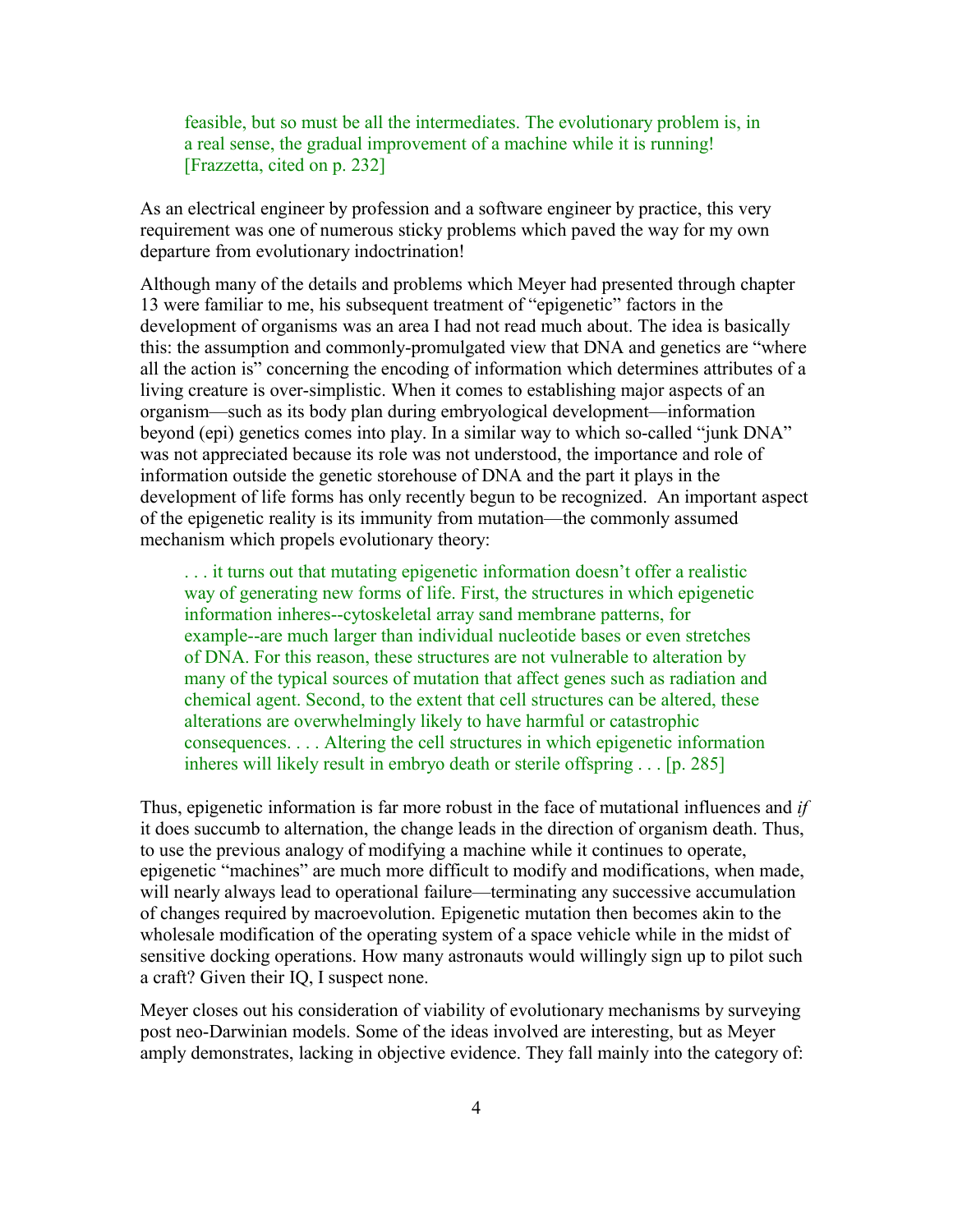> feasible, but so must be all the intermediates. The evolutionary problem is, in a real sense, the gradual improvement of a machine while it is running! [Frazzetta, cited on p. 232]

As an electrical engineer by profession and a software engineer by practice, this very requirement was one of numerous sticky problems which paved the way for my own departure from evolutionary indoctrination!

Although many of the details and problems which Meyer had presented through chapter 13 were familiar to me, his subsequent treatment of "epigenetic" factors in the development of organisms was an area I had not read much about. The idea is basically this: the assumption and commonly-promulgated view that DNA and genetics are "where all the action is" concerning the encoding of information which determines attributes of a living creature is over-simplistic. When it comes to establishing major aspects of an organism—such as its body plan during embryological development—information beyond (epi) genetics comes into play. In a similar way to which so-called "junk DNA" was not appreciated because its role was not understood, the importance and role of information outside the genetic storehouse of DNA and the part it plays in the development of life forms has only recently begun to be recognized. An important aspect of the epigenetic reality is its immunity from mutation—the commonly assumed mechanism which propels evolutionary theory:

> . . . it turns out that mutating epigenetic information doesn't offer a realistic way of generating new forms of life. First, the structures in which epigenetic information inheres--cytoskeletal array sand membrane patterns, for example--are much larger than individual nucleotide bases or even stretches of DNA. For this reason, these structures are not vulnerable to alteration by many of the typical sources of mutation that affect genes such as radiation and chemical agent. Second, to the extent that cell structures can be altered, these alterations are overwhelmingly likely to have harmful or catastrophic consequences. . . . Altering the cell structures in which epigenetic information inheres will likely result in embryo death or sterile offspring . . . [p. 285]

Thus, epigenetic information is far more robust in the face of mutational influences and *if* it does succumb to alternation, the change leads in the direction of organism death. Thus, to use the previous analogy of modifying a machine while it continues to operate, epigenetic "machines" are much more difficult to modify and modifications, when made, will nearly always lead to operational failure—terminating any successive accumulation of changes required by macroevolution. Epigenetic mutation then becomes akin to the wholesale modification of the operating system of a space vehicle while in the midst of sensitive docking operations. How many astronauts would willingly sign up to pilot such a craft? Given their IQ, I suspect none.

Meyer closes out his consideration of viability of evolutionary mechanisms by surveying post neo-Darwinian models. Some of the ideas involved are interesting, but as Meyer amply demonstrates, lacking in objective evidence. They fall mainly into the category of: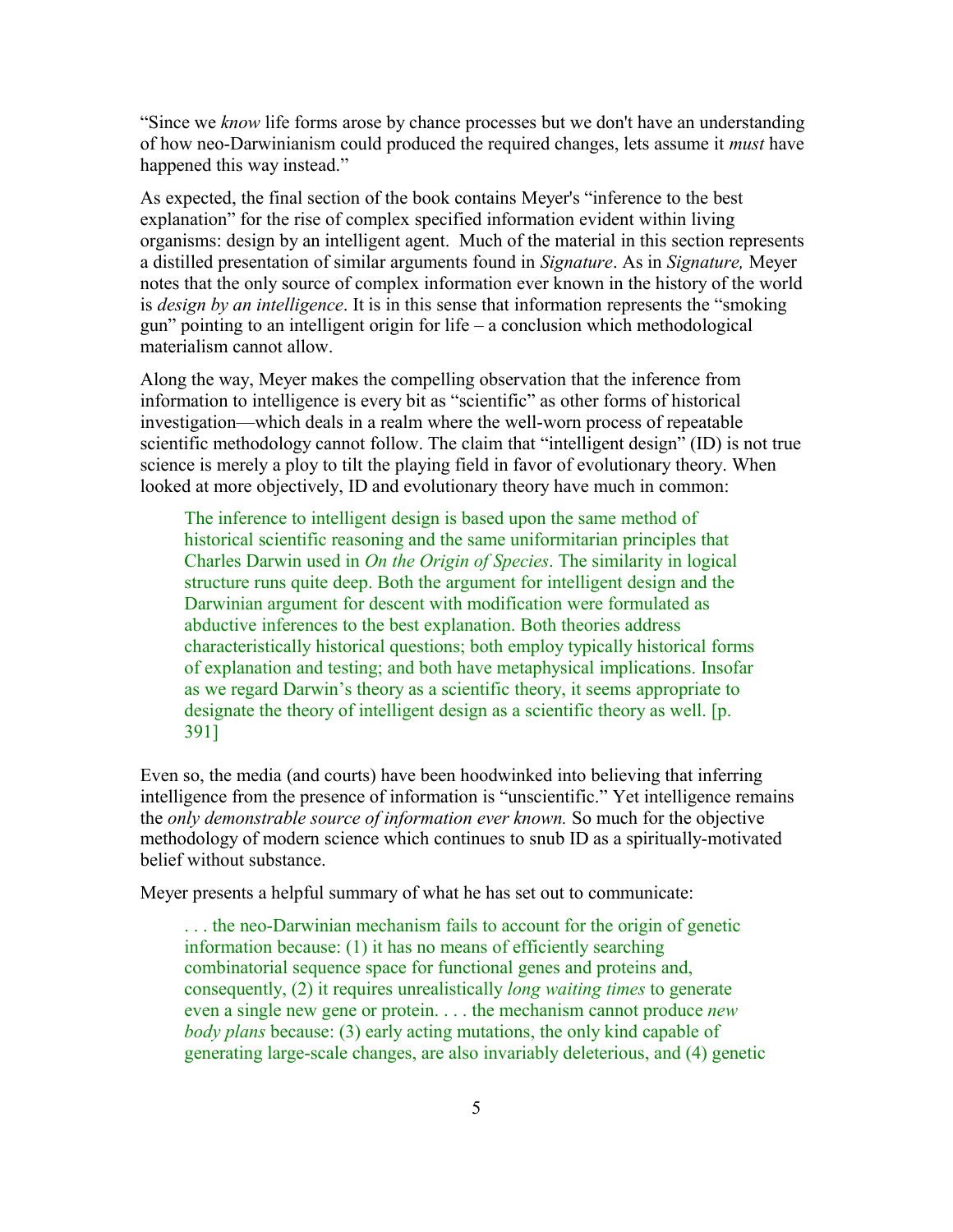"Since we *know* life forms arose by chance processes but we don't have an understanding of how neo-Darwinianism could produced the required changes, lets assume it *must* have happened this way instead."

As expected, the final section of the book contains Meyer's "inference to the best explanation" for the rise of complex specified information evident within living organisms: design by an intelligent agent. Much of the material in this section represents a distilled presentation of similar arguments found in *Signature*. As in *Signature,* Meyer notes that the only source of complex information ever known in the history of the world is *design by an intelligence*. It is in this sense that information represents the "smoking gun" pointing to an intelligent origin for life – a conclusion which methodological materialism cannot allow.

Along the way, Meyer makes the compelling observation that the inference from information to intelligence is every bit as "scientific" as other forms of historical investigation—which deals in a realm where the well-worn process of repeatable scientific methodology cannot follow. The claim that "intelligent design" (ID) is not true science is merely a ploy to tilt the playing field in favor of evolutionary theory. When looked at more objectively, ID and evolutionary theory have much in common:

> The inference to intelligent design is based upon the same method of historical scientific reasoning and the same uniformitarian principles that Charles Darwin used in *On the Origin of Species*. The similarity in logical structure runs quite deep. Both the argument for intelligent design and the Darwinian argument for descent with modification were formulated as abductive inferences to the best explanation. Both theories address characteristically historical questions; both employ typically historical forms of explanation and testing; and both have metaphysical implications. Insofar as we regard Darwin's theory as a scientific theory, it seems appropriate to designate the theory of intelligent design as a scientific theory as well. [p. 391]

Even so, the media (and courts) have been hoodwinked into believing that inferring intelligence from the presence of information is "unscientific." Yet intelligence remains the *only demonstrable source of information ever known.* So much for the objective methodology of modern science which continues to snub ID as a spiritually-motivated belief without substance.

Meyer presents a helpful summary of what he has set out to communicate:

> . . . the neo-Darwinian mechanism fails to account for the origin of genetic information because: (1) it has no means of efficiently searching combinatorial sequence space for functional genes and proteins and, consequently, (2) it requires unrealistically *long waiting times* to generate even a single new gene or protein. . . . the mechanism cannot produce *new body plans* because: (3) early acting mutations, the only kind capable of generating large-scale changes, are also invariably deleterious, and (4) genetic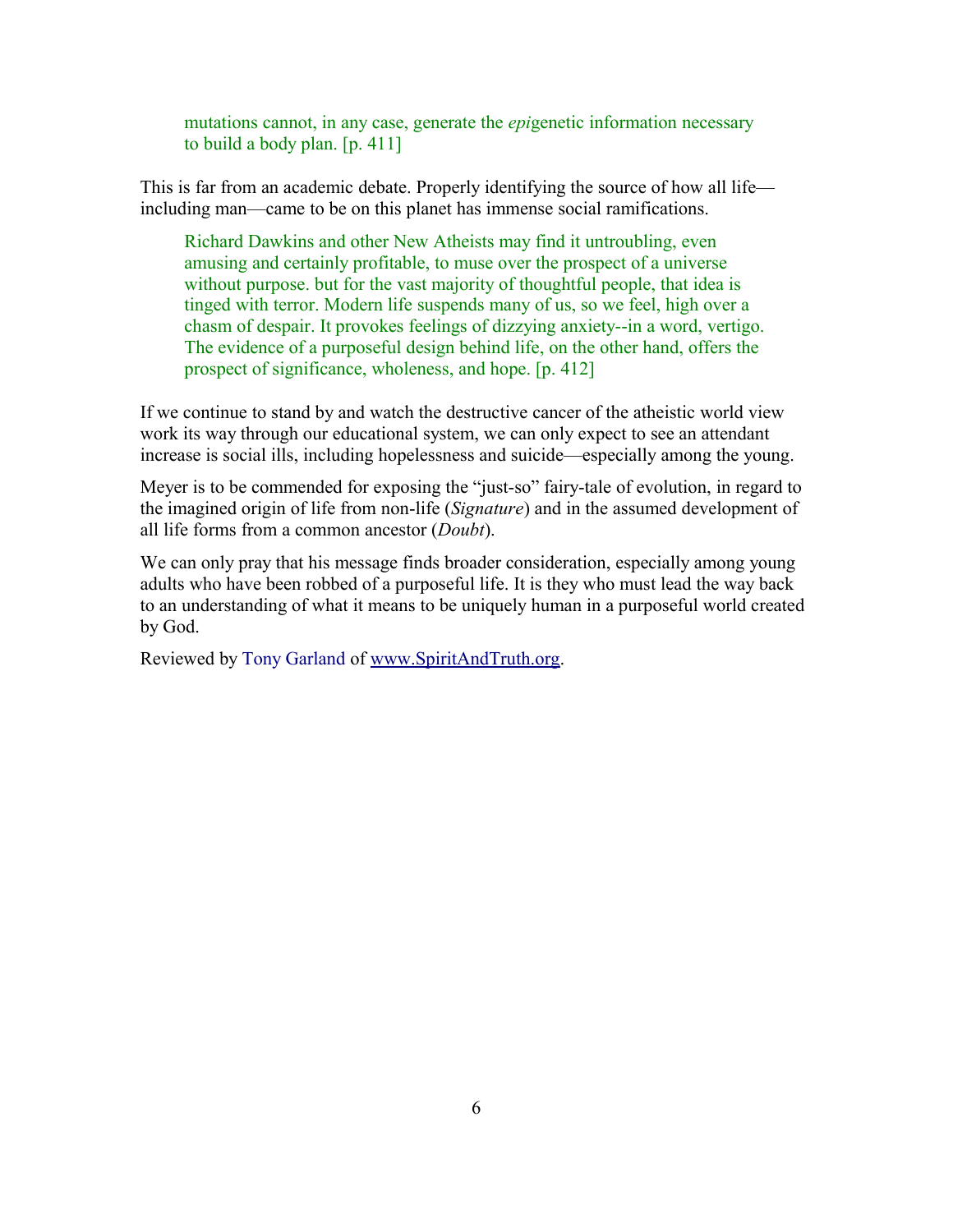> mutations cannot, in any case, generate the *epi*genetic information necessary to build a body plan. [p. 411]

This is far from an academic debate. Properly identifying the source of how all life—including man—came to be on this planet has immense social ramifications.

> Richard Dawkins and other New Atheists may find it untroubling, even amusing and certainly profitable, to muse over the prospect of a universe without purpose. but for the vast majority of thoughtful people, that idea is tinged with terror. Modern life suspends many of us, so we feel, high over a chasm of despair. It provokes feelings of dizzying anxiety--in a word, vertigo. The evidence of a purposeful design behind life, on the other hand, offers the prospect of significance, wholeness, and hope. [p. 412]

If we continue to stand by and watch the destructive cancer of the atheistic world view work its way through our educational system, we can only expect to see an attendant increase is social ills, including hopelessness and suicide—especially among the young.

Meyer is to be commended for exposing the "just-so" fairy-tale of evolution, in regard to the imagined origin of life from non-life (*Signature*) and in the assumed development of all life forms from a common ancestor (*Doubt*).

We can only pray that his message finds broader consideration, especially among young adults who have been robbed of a purposeful life. It is they who must lead the way back to an understanding of what it means to be uniquely human in a purposeful world created by God.

Reviewed by Tony Garland of [www.SpiritAndTruth.org](http://www.SpiritAndTruth.org).